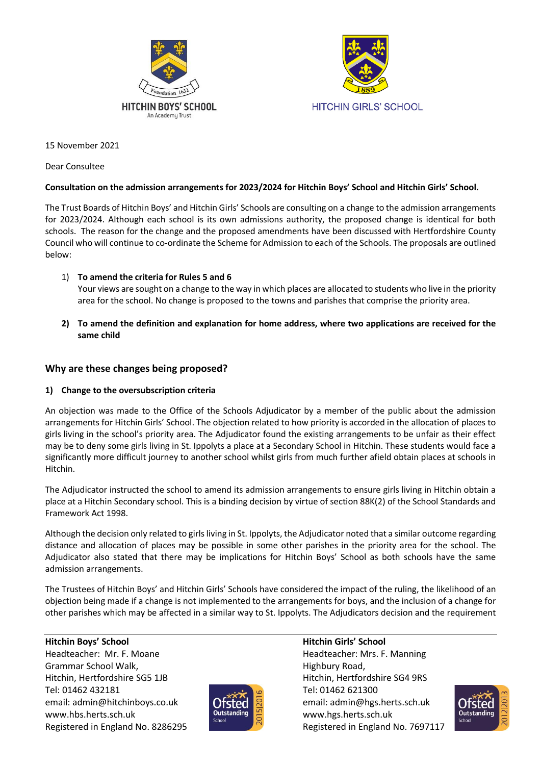HITCHIN BOYS' SCHOOL
An Academy Trust

HITCHIN GIRLS' SCHOOL

15 November 2021

Dear Consultee

**Consultation on the admission arrangements for 2023/2024 for Hitchin Boys' School and Hitchin Girls' School.**

The Trust Boards of Hitchin Boys' and Hitchin Girls' Schools are consulting on a change to the admission arrangements for 2023/2024. Although each school is its own admissions authority, the proposed change is identical for both schools. The reason for the change and the proposed amendments have been discussed with Hertfordshire County Council who will continue to co-ordinate the Scheme for Admission to each of the Schools. The proposals are outlined below:

1) **To amend the criteria for Rules 5 and 6**
   Your views are sought on a change to the way in which places are allocated to students who live in the priority area for the school. No change is proposed to the towns and parishes that comprise the priority area.

2) **To amend the definition and explanation for home address, where two applications are received for the same child**

## Why are these changes being proposed?

**1) Change to the oversubscription criteria**

An objection was made to the Office of the Schools Adjudicator by a member of the public about the admission arrangements for Hitchin Girls' School. The objection related to how priority is accorded in the allocation of places to girls living in the school's priority area. The Adjudicator found the existing arrangements to be unfair as their effect may be to deny some girls living in St. Ippolyts a place at a Secondary School in Hitchin. These students would face a significantly more difficult journey to another school whilst girls from much further afield obtain places at schools in Hitchin.

The Adjudicator instructed the school to amend its admission arrangements to ensure girls living in Hitchin obtain a place at a Hitchin Secondary school. This is a binding decision by virtue of section 88K(2) of the School Standards and Framework Act 1998.

Although the decision only related to girls living in St. Ippolyts, the Adjudicator noted that a similar outcome regarding distance and allocation of places may be possible in some other parishes in the priority area for the school. The Adjudicator also stated that there may be implications for Hitchin Boys' School as both schools have the same admission arrangements.

The Trustees of Hitchin Boys' and Hitchin Girls' Schools have considered the impact of the ruling, the likelihood of an objection being made if a change is not implemented to the arrangements for boys, and the inclusion of a change for other parishes which may be affected in a similar way to St. Ippolyts. The Adjudicators decision and the requirement

**Hitchin Boys' School**
Headteacher: Mr. F. Moane
Grammar School Walk,
Hitchin, Hertfordshire SG5 1JB
Tel: 01462 432181
email: admin@hitchinboys.co.uk
www.hbs.herts.sch.uk
Registered in England No. 8286295

**Hitchin Girls' School**
Headteacher: Mrs. F. Manning
Highbury Road,
Hitchin, Hertfordshire SG4 9RS
Tel: 01462 621300
email: admin@hgs.herts.sch.uk
www.hgs.herts.sch.uk
Registered in England No. 7697117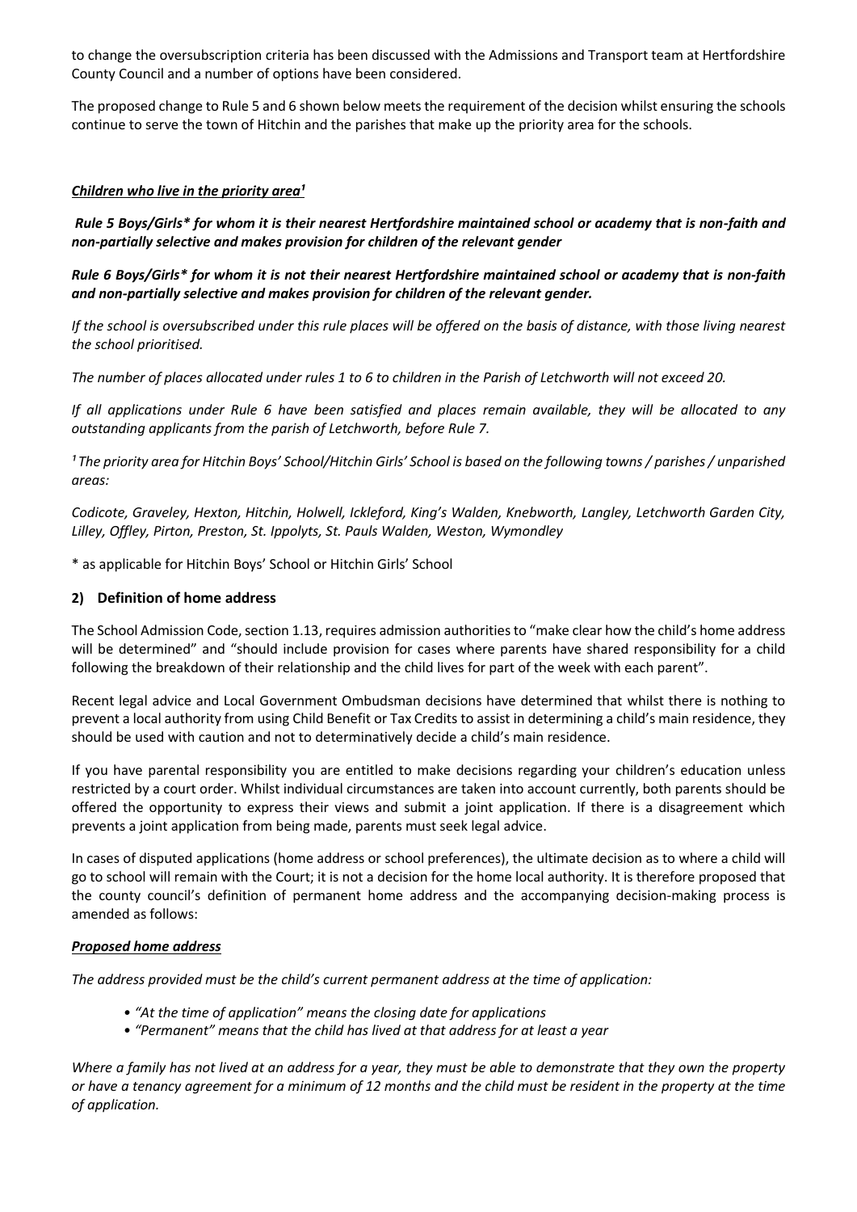to change the oversubscription criteria has been discussed with the Admissions and Transport team at Hertfordshire County Council and a number of options have been considered.

The proposed change to Rule 5 and 6 shown below meets the requirement of the decision whilst ensuring the schools continue to serve the town of Hitchin and the parishes that make up the priority area for the schools.

***Children who live in the priority area*[1]**

***Rule 5 Boys/Girls* for whom it is their nearest Hertfordshire maintained school or academy that is non-faith and non-partially selective and makes provision for children of the relevant gender***

***Rule 6 Boys/Girls* for whom it is not their nearest Hertfordshire maintained school or academy that is non-faith and non-partially selective and makes provision for children of the relevant gender.***

*If the school is oversubscribed under this rule places will be offered on the basis of distance, with those living nearest the school prioritised.*

*The number of places allocated under rules 1 to 6 to children in the Parish of Letchworth will not exceed 20.*

*If all applications under Rule 6 have been satisfied and places remain available, they will be allocated to any outstanding applicants from the parish of Letchworth, before Rule 7.*

*[1] The priority area for Hitchin Boys' School/Hitchin Girls' School is based on the following towns / parishes / unparished areas:*

*Codicote, Graveley, Hexton, Hitchin, Holwell, Ickleford, King's Walden, Knebworth, Langley, Letchworth Garden City, Lilley, Offley, Pirton, Preston, St. Ippolyts, St. Pauls Walden, Weston, Wymondley*

\* as applicable for Hitchin Boys' School or Hitchin Girls' School

## 2) Definition of home address

The School Admission Code, section 1.13, requires admission authorities to "make clear how the child's home address will be determined" and "should include provision for cases where parents have shared responsibility for a child following the breakdown of their relationship and the child lives for part of the week with each parent".

Recent legal advice and Local Government Ombudsman decisions have determined that whilst there is nothing to prevent a local authority from using Child Benefit or Tax Credits to assist in determining a child's main residence, they should be used with caution and not to determinatively decide a child's main residence.

If you have parental responsibility you are entitled to make decisions regarding your children's education unless restricted by a court order. Whilst individual circumstances are taken into account currently, both parents should be offered the opportunity to express their views and submit a joint application. If there is a disagreement which prevents a joint application from being made, parents must seek legal advice.

In cases of disputed applications (home address or school preferences), the ultimate decision as to where a child will go to school will remain with the Court; it is not a decision for the home local authority. It is therefore proposed that the county council's definition of permanent home address and the accompanying decision-making process is amended as follows:

***Proposed home address***

*The address provided must be the child's current permanent address at the time of application:*

- *"At the time of application" means the closing date for applications*
- *"Permanent" means that the child has lived at that address for at least a year*

*Where a family has not lived at an address for a year, they must be able to demonstrate that they own the property or have a tenancy agreement for a minimum of 12 months and the child must be resident in the property at the time of application.*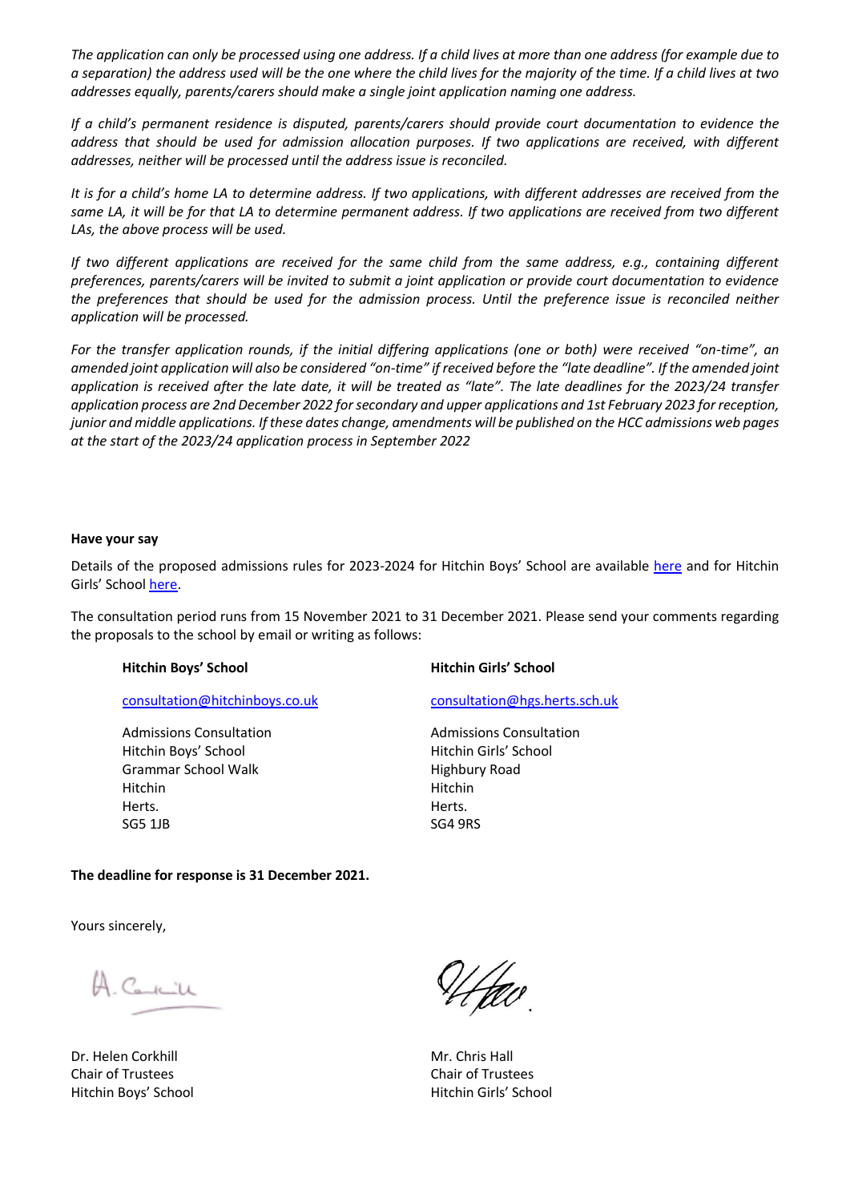*The application can only be processed using one address. If a child lives at more than one address (for example due to a separation) the address used will be the one where the child lives for the majority of the time. If a child lives at two addresses equally, parents/carers should make a single joint application naming one address.*

*If a child's permanent residence is disputed, parents/carers should provide court documentation to evidence the address that should be used for admission allocation purposes. If two applications are received, with different addresses, neither will be processed until the address issue is reconciled.*

*It is for a child's home LA to determine address. If two applications, with different addresses are received from the same LA, it will be for that LA to determine permanent address. If two applications are received from two different LAs, the above process will be used.*

*If two different applications are received for the same child from the same address, e.g., containing different preferences, parents/carers will be invited to submit a joint application or provide court documentation to evidence the preferences that should be used for the admission process. Until the preference issue is reconciled neither application will be processed.*

*For the transfer application rounds, if the initial differing applications (one or both) were received "on-time", an amended joint application will also be considered "on-time" if received before the "late deadline". If the amended joint application is received after the late date, it will be treated as "late". The late deadlines for the 2023/24 transfer application process are 2nd December 2022 for secondary and upper applications and 1st February 2023 for reception, junior and middle applications. If these dates change, amendments will be published on the HCC admissions web pages at the start of the 2023/24 application process in September 2022*

**Have your say**

Details of the proposed admissions rules for 2023-2024 for Hitchin Boys' School are available here and for Hitchin Girls' School here.

The consultation period runs from 15 November 2021 to 31 December 2021. Please send your comments regarding the proposals to the school by email or writing as follows:

**Hitchin Boys' School**

consultation@hitchinboys.co.uk

Admissions Consultation
Hitchin Boys' School
Grammar School Walk
Hitchin
Herts.
SG5 1JB

**Hitchin Girls' School**

consultation@hgs.herts.sch.uk

Admissions Consultation
Hitchin Girls' School
Highbury Road
Hitchin
Herts.
SG4 9RS

**The deadline for response is 31 December 2021.**

Yours sincerely,

Dr. Helen Corkhill
Chair of Trustees
Hitchin Boys' School

Mr. Chris Hall
Chair of Trustees
Hitchin Girls' School